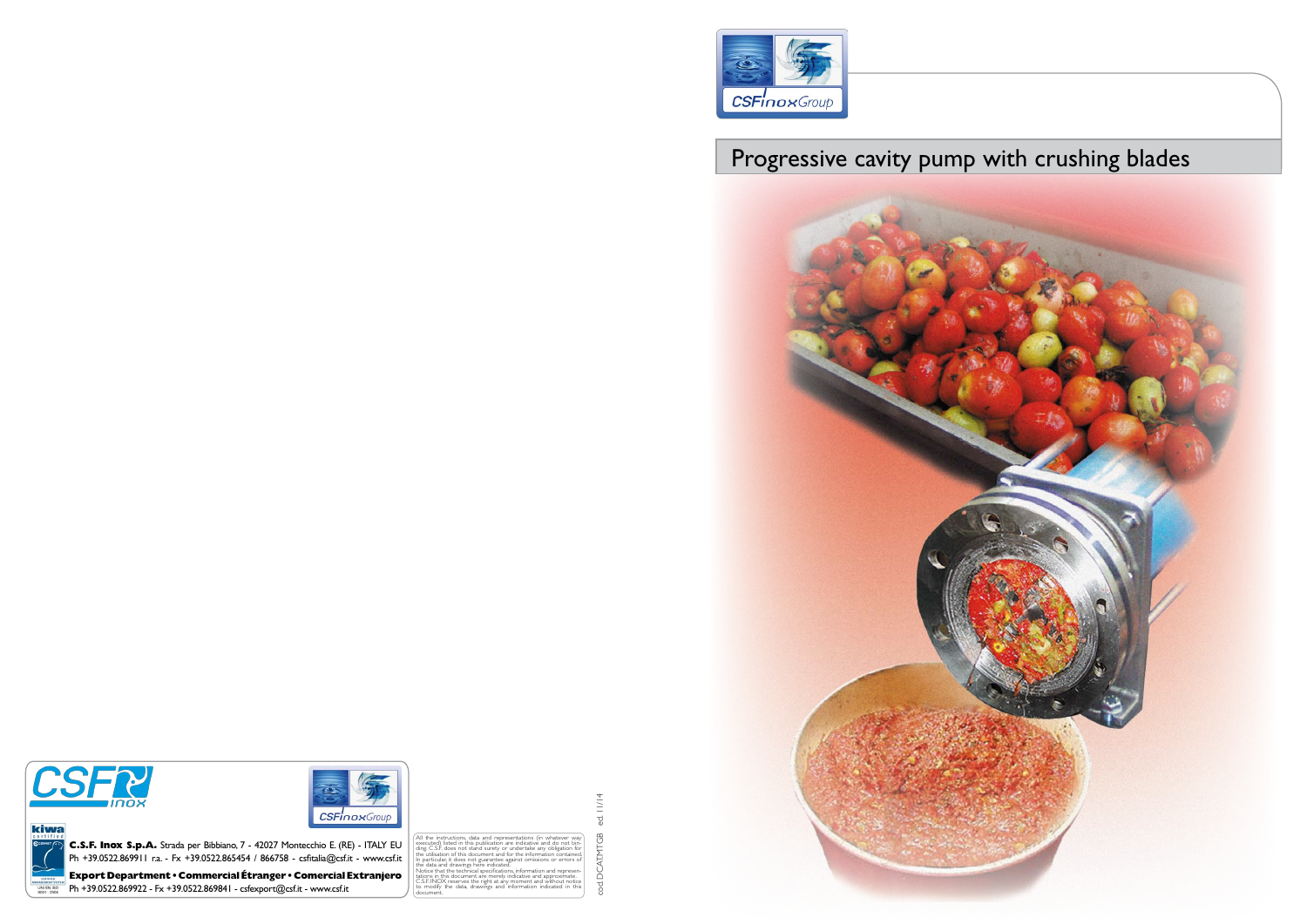# Progressive cavity pump with crushing blades

**C.S.F. Inox S.p.A.** Strada per Bibbiano, 7 - 42027 Montecchio E. (RE) - ITALY EU
Ph +39.0522.869911 r.a. - Fx +39.0522.865454 / 866758 - csfitalia@csf.it - www.csf.it

**Export Department • Commercial Étranger • Comercial Extranjero**
Ph +39.0522.869922 - Fx +39.0522.869841 - csfexport@csf.it - www.csf.it

All the instructions, data and representations (in whatever way executed) listed in this publication are indicative and do not binding C.S.F. does not stand surety or undertake any obligation for the utilisation of this document and for the information contained. In particular, it does not guarantee against omissions or errors of the data and drawings here indicated.
Notice that the technical specifications, information and representations in this document are merely indicative and approximate. C.S.F. INOX reserves the right at any moment and without notice to modify the data, drawings and information indicated in this document.

cod.DCATMTGB ed. 11/14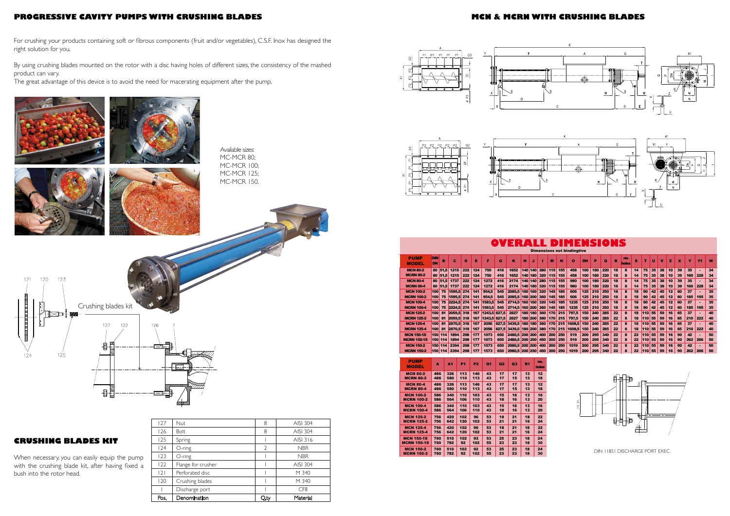# PROGRESSIVE CAVITY PUMPS WITH CRUSHING BLADES

For crushing your products containing soft or fibrous components (fruit and/or vegetables), C.S.F. Inox has designed the right solution for you.

By using crushing blades mounted on the rotor with a disc having holes of different sizes, the consistency of the mashed product can vary.
The great advantage of this device is to avoid the need for macerating equipment after the pump.

Available sizes:
MC-MCR 80;
MC-MCR 100;
MC-MCR 125;
MC-MCR 150.

Crushing blades kit

## CRUSHING BLADES KIT

When necessary, you can easily equip the pump with the crushing blade kit, after having fixed a bush into the rotor head.

| Pos. | Denomination | Q.ty | Material |
|---|---|---|---|
| 127 | Nut | 8 | AISI 304 |
| 126 | Bolt | 8 | AISI 304 |
| 125 | Spring | 1 | AISI 316 |
| 124 | O-ring | 2 | NBR |
| 123 | O-ring | 1 | NBR |
| 122 | Flange for crusher | 1 | AISI 304 |
| 121 | Perforated disc | 1 | M 340 |
| 120 | Crushing blades | 1 | M 340 |
| 1 | Discharge port | 1 | CF8 |

# MCN & MCRN WITH CRUSHING BLADES

## OVERALL DIMENSIONS

Dimensions not bindingtive

| PUMP MODEL | DIN DN | B | C | D | E | F | G | K | H | J | I | M | N | O | DN | P | Q | R | no. holes | S | T | U | V | Z | X | Y | Y1 | W |
|---|---|---|---|---|---|---|---|---|---|---|---|---|---|---|---|---|---|---|---|---|---|---|---|---|---|---|---|---|
| MCN 80-2 | 80 | 51,5 | 1215 | 222 | 124 | 750 | 416 | 1652 | 140 | 140 | 280 | 115 | 155 | 458 | 100 | 180 | 220 | 18 | 8 | 14 | 75 | 35 | 38 | 10 | 39 | 35 | - | 34 |
| MCRN 80-2 | 80 | 51,5 | 1215 | 222 | 124 | 750 | 416 | 1652 | 140 | 180 | 320 | 115 | 155 | 458 | 100 | 180 | 220 | 18 | 8 | 14 | 75 | 35 | 38 | 10 | 39 | 160 | 228 | 34 |
| MCN 80-4 | 80 | 51,5 | 1737 | 222 | 124 | 1272 | 416 | 2174 | 140 | 140 | 280 | 115 | 155 | 980 | 100 | 180 | 220 | 18 | 8 | 14 | 75 | 35 | 38 | 10 | 39 | 35 | - | 34 |
| MCRN 80-4 | 80 | 51,5 | 1737 | 222 | 124 | 1272 | 416 | 2174 | 140 | 180 | 320 | 115 | 155 | 980 | 100 | 180 | 220 | 18 | 8 | 14 | 75 | 35 | 38 | 10 | 39 | 160 | 228 | 34 |
| MCN 100-2 | 100 | 75 | 1595,5 | 274 | 141 | 954,5 | 545 | 2085,5 | 160 | 160 | 320 | 145 | 185 | 606 | 125 | 210 | 250 | 18 | 8 | 18 | 90 | 42 | 45 | 12 | 60 | 37 | - | 35 |
| MCRN 100-2 | 100 | 75 | 1595,5 | 274 | 141 | 954,5 | 545 | 2085,5 | 160 | 200 | 360 | 145 | 185 | 606 | 125 | 210 | 250 | 18 | 8 | 18 | 90 | 42 | 45 | 12 | 60 | 185 | 195 | 35 |
| MCN 100-4 | 100 | 75 | 2224,5 | 274 | 141 | 1583,5 | 545 | 2714,5 | 160 | 160 | 320 | 145 | 185 | 1235 | 125 | 210 | 250 | 18 | 8 | 18 | 90 | 42 | 45 | 12 | 60 | 37 | - | 35 |
| MCRN 100-4 | 100 | 75 | 2224,5 | 274 | 141 | 1583,5 | 545 | 2714,5 | 160 | 200 | 360 | 145 | 185 | 1235 | 125 | 210 | 250 | 18 | 8 | 18 | 90 | 42 | 45 | 12 | 60 | 185 | 195 | 35 |
| MCN 125-2 | 100 | 81 | 2059,5 | 318 | 167 | 1243,5 | 627,5 | 2627 | 180 | 180 | 360 | 170 | 215 | 797,5 | 150 | 240 | 285 | 22 | 8 | 18 | 110 | 55 | 59 | 16 | 65 | 37 | - | 40 |
| MCRN 125-2 | 100 | 81 | 2059,5 | 318 | 167 | 1243,5 | 627,5 | 2627 | 180 | 200 | 380 | 170 | 215 | 797,5 | 150 | 240 | 285 | 22 | 8 | 18 | 110 | 55 | 59 | 16 | 65 | 210 | 222 | 40 |
| MCN 125-4 | 100 | 81 | 2870,5 | 318 | 167 | 2056 | 627,5 | 3439,5 | 180 | 180 | 360 | 170 | 215 | 1608,5 | 150 | 240 | 285 | 22 | 8 | 18 | 110 | 55 | 59 | 16 | 65 | 37 | - | 40 |
| MCRN 125-4 | 100 | 81 | 2870,5 | 318 | 167 | 2056 | 627,5 | 3439,5 | 180 | 200 | 380 | 170 | 215 | 1608,5 | 150 | 240 | 285 | 22 | 8 | 18 | 110 | 55 | 59 | 16 | 65 | 210 | 222 | 40 |
| MCN 150-1S | 150 | 114 | 1894 | 298 | 177 | 1073 | 650 | 2480,5 | 200 | 200 | 400 | 200 | 250 | 519 | 200 | 295 | 340 | 22 | 8 | 22 | 110 | 55 | 59 | 16 | 90 | 42 | - | 50 |
| MCRN 150-1S | 150 | 114 | 1894 | 298 | 177 | 1073 | 650 | 2480,5 | 200 | 250 | 450 | 200 | 250 | 519 | 200 | 295 | 340 | 22 | 8 | 22 | 110 | 55 | 59 | 16 | 90 | 262 | 266 | 50 |
| MCN 150-2 | 150 | 114 | 2394 | 298 | 177 | 1573 | 650 | 2980,5 | 200 | 200 | 400 | 200 | 250 | 1019 | 200 | 295 | 340 | 22 | 8 | 22 | 110 | 55 | 59 | 16 | 90 | 42 | - | 50 |
| MCRN 150-2 | 150 | 114 | 2394 | 298 | 177 | 1573 | 650 | 2980,5 | 200 | 250 | 450 | 200 | 250 | 1019 | 200 | 295 | 340 | 22 | 8 | 22 | 110 | 55 | 59 | 16 | 90 | 262 | 266 | 50 |

| PUMP MODEL | A | A1 | P1 | P2 | Q1 | Q2 | Q3 | R1 | no. holes |
|---|---|---|---|---|---|---|---|---|---|
| MCN 80-2 | 486 | 326 | 113 | 146 | 43 | 17 | 17 | 13 | 12 |
| MCRN 80-2 | 486 | 580 | 110 | 113 | 43 | 17 | 15 | 13 | 18 |
| MCN 80-4 | 486 | 326 | 113 | 146 | 43 | 17 | 17 | 13 | 12 |
| MCRN 80-4 | 486 | 580 | 110 | 113 | 43 | 17 | 15 | 13 | 18 |
| MCN 100-2 | 586 | 340 | 110 | 103 | 43 | 15 | 18 | 13 | 16 |
| MCRN 100-2 | 586 | 564 | 106 | 110 | 43 | 18 | 16 | 13 | 20 |
| MCN 100-4 | 586 | 340 | 110 | 103 | 43 | 15 | 18 | 13 | 16 |
| MCRN 100-4 | 586 | 564 | 106 | 110 | 43 | 18 | 16 | 13 | 20 |
| MCN 125-2 | 756 | 420 | 102 | 96 | 53 | 18 | 21 | 18 | 22 |
| MCRN 125-2 | 756 | 642 | 120 | 102 | 53 | 21 | 21 | 16 | 24 |
| MCN 125-4 | 756 | 420 | 102 | 96 | 53 | 18 | 21 | 18 | 22 |
| MCRN 125-4 | 756 | 642 | 120 | 102 | 53 | 21 | 21 | 16 | 24 |
| MCN 150-1S | 760 | 510 | 102 | 92 | 53 | 25 | 23 | 18 | 24 |
| MCRN 150-1S | 760 | 782 | 92 | 102 | 55 | 23 | 23 | 18 | 30 |
| MCN 150-2 | 760 | 510 | 102 | 92 | 53 | 25 | 23 | 18 | 24 |
| MCRN 150-2 | 760 | 782 | 92 | 102 | 55 | 23 | 23 | 18 | 30 |

DIN 11851 DISCHARGE PORT EXEC.